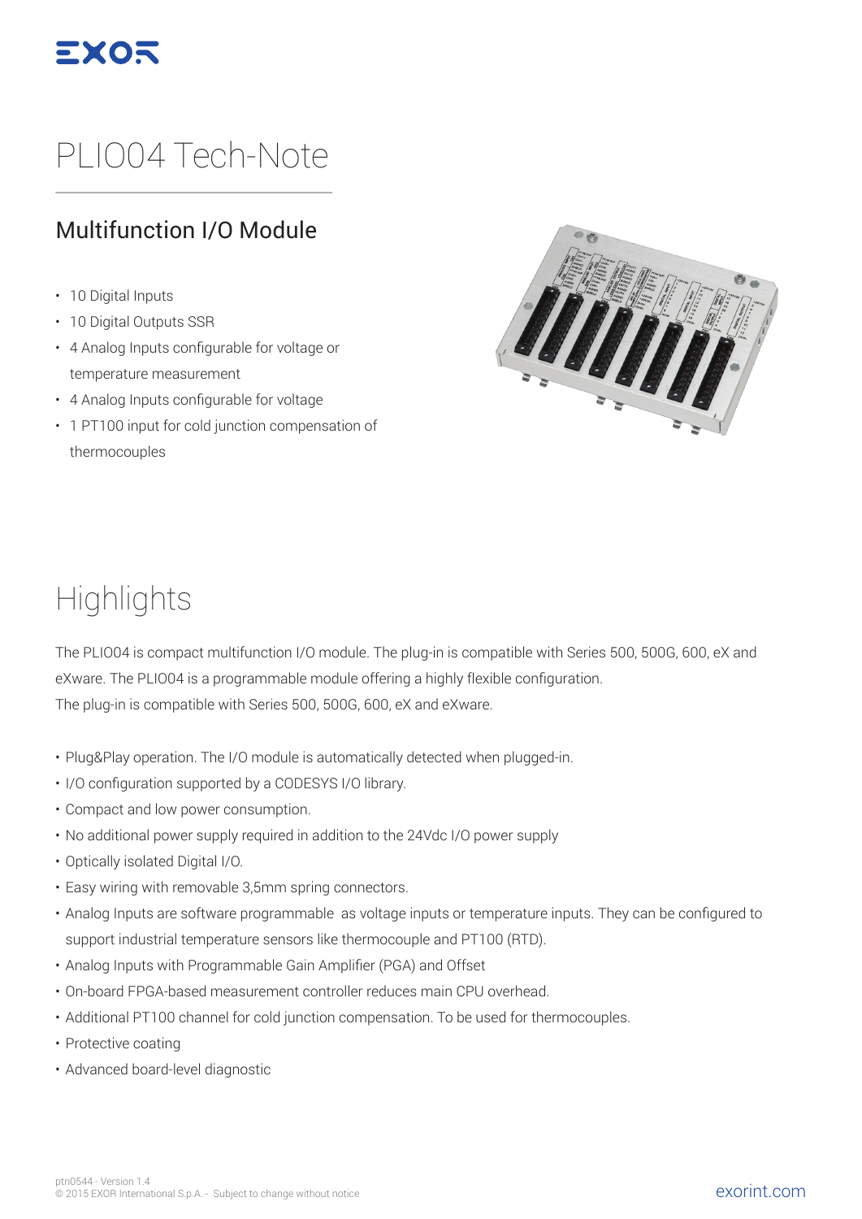# PLIO04 Tech-Note

## Multifunction I/O Module

- 10 Digital Inputs
- 10 Digital Outputs SSR
- 4 Analog Inputs configurable for voltage or temperature measurement
- 4 Analog Inputs configurable for voltage
- 1 PT100 input for cold junction compensation of thermocouples

# Highlights

The PLIO04 is compact multifunction I/O module. The plug-in is compatible with Series 500, 500G, 600, eX and eXware. The PLIO04 is a programmable module offering a highly flexible configuration.
The plug-in is compatible with Series 500, 500G, 600, eX and eXware.

- Plug&Play operation. The I/O module is automatically detected when plugged-in.
- I/O configuration supported by a CODESYS I/O library.
- Compact and low power consumption.
- No additional power supply required in addition to the 24Vdc I/O power supply
- Optically isolated Digital I/O.
- Easy wiring with removable 3,5mm spring connectors.
- Analog Inputs are software programmable as voltage inputs or temperature inputs. They can be configured to support industrial temperature sensors like thermocouple and PT100 (RTD).
- Analog Inputs with Programmable Gain Amplifier (PGA) and Offset
- On-board FPGA-based measurement controller reduces main CPU overhead.
- Additional PT100 channel for cold junction compensation. To be used for thermocouples.
- Protective coating
- Advanced board-level diagnostic

ptn0544 - Version 1.4
© 2015 EXOR International S.p.A. - Subject to change without notice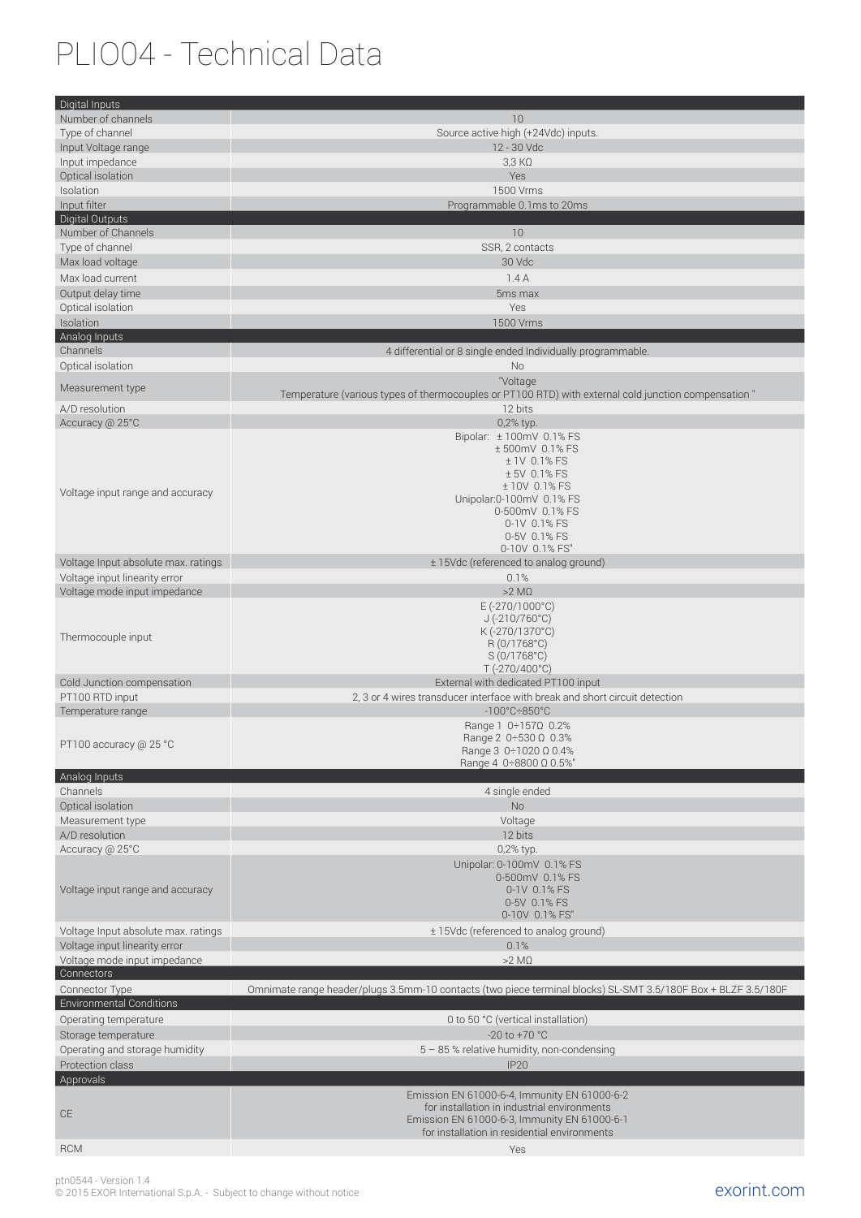# PLIO04 - Technical Data

| Digital Inputs | |
|---|---|
| Number of channels | 10 |
| Type of channel | Source active high (+24Vdc) inputs. |
| Input Voltage range | 12 - 30 Vdc |
| Input impedance | 3,3 KΩ |
| Optical isolation | Yes |
| Isolation | 1500 Vrms |
| Input filter | Programmable 0.1ms to 20ms |
| **Digital Outputs** | |
| Number of Channels | 10 |
| Type of channel | SSR, 2 contacts |
| Max load voltage | 30 Vdc |
| Max load current | 1.4 A |
| Output delay time | 5ms max |
| Optical isolation | Yes |
| Isolation | 1500 Vrms |
| **Analog Inputs** | |
| Channels | 4 differential or 8 single ended Individually programmable. |
| Optical isolation | No |
| Measurement type | "Voltage<br>Temperature (various types of thermocouples or PT100 RTD) with external cold junction compensation " |
| A/D resolution | 12 bits |
| Accuracy @ 25°C | 0,2% typ. |
| Voltage input range and accuracy | Bipolar: ± 100mV 0.1% FS<br>± 500mV 0.1% FS<br>± 1V 0.1% FS<br>± 5V 0.1% FS<br>± 10V 0.1% FS<br>Unipolar:0-100mV 0.1% FS<br>0-500mV 0.1% FS<br>0-1V 0.1% FS<br>0-5V 0.1% FS<br>0-10V 0.1% FS" |
| Voltage Input absolute max. ratings | ± 15Vdc (referenced to analog ground) |
| Voltage input linearity error | 0.1% |
| Voltage mode input impedance | >2 MΩ |
| Thermocouple input | E (-270/1000°C)<br>J (-210/760°C)<br>K (-270/1370°C)<br>R (0/1768°C)<br>S (0/1768°C)<br>T (-270/400°C) |
| Cold Junction compensation | External with dedicated PT100 input |
| PT100 RTD input | 2, 3 or 4 wires transducer interface with break and short circuit detection |
| Temperature range | -100°C÷850°C |
| PT100 accuracy @ 25 °C | Range 1 0÷157Ω 0.2%<br>Range 2 0÷530 Ω 0.3%<br>Range 3 0÷1020 Ω 0.4%<br>Range 4 0÷8800 Ω 0.5%" |
| **Analog Inputs** | |
| Channels | 4 single ended |
| Optical isolation | No |
| Measurement type | Voltage |
| A/D resolution | 12 bits |
| Accuracy @ 25°C | 0,2% typ. |
| Voltage input range and accuracy | Unipolar: 0-100mV 0.1% FS<br>0-500mV 0.1% FS<br>0-1V 0.1% FS<br>0-5V 0.1% FS<br>0-10V 0.1% FS" |
| Voltage Input absolute max. ratings | ± 15Vdc (referenced to analog ground) |
| Voltage input linearity error | 0.1% |
| Voltage mode input impedance | >2 MΩ |
| **Connectors** | |
| Connector Type | Omnimate range header/plugs 3.5mm-10 contacts (two piece terminal blocks) SL-SMT 3.5/180F Box + BLZF 3.5/180F |
| **Environmental Conditions** | |
| Operating temperature | 0 to 50 °C (vertical installation) |
| Storage temperature | -20 to +70 °C |
| Operating and storage humidity | 5 – 85 % relative humidity, non-condensing |
| Protection class | IP20 |
| **Approvals** | |
| CE | Emission EN 61000-6-4, Immunity EN 61000-6-2<br>for installation in industrial environments<br>Emission EN 61000-6-3, Immunity EN 61000-6-1<br>for installation in residential environments |
| RCM | Yes |

ptn0544 - Version 1.4
© 2015 EXOR International S.p.A. - Subject to change without notice

exorint.com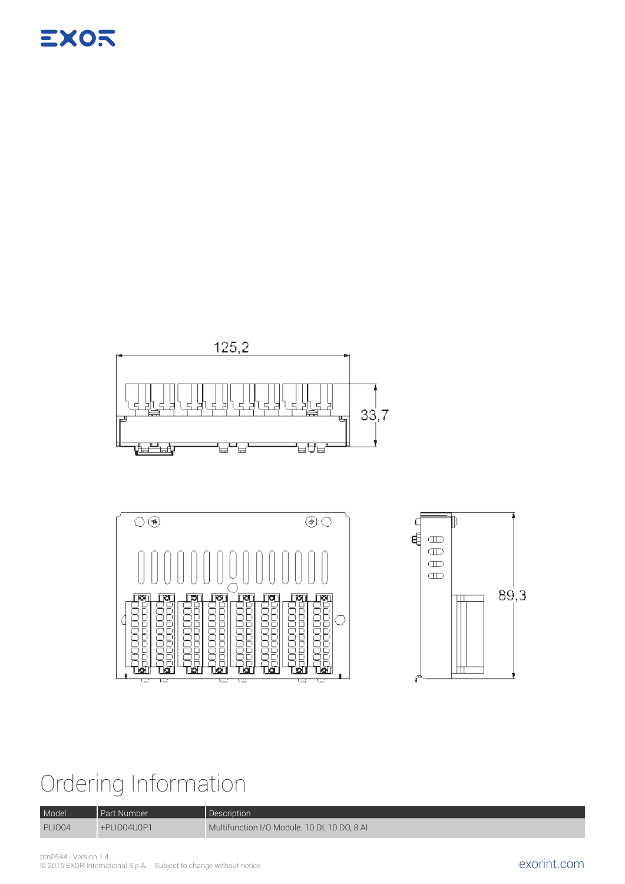125,2

33,7

89,3

# Ordering Information

| Model | Part Number | Description |
| --- | --- | --- |
| PLIO04 | +PLIO04U0P1 | Multifunction I/O Module. 10 DI, 10 DO, 8 AI |

ptn0544 - Version 1.4
© 2015 EXOR International S.p.A. - Subject to change without notice